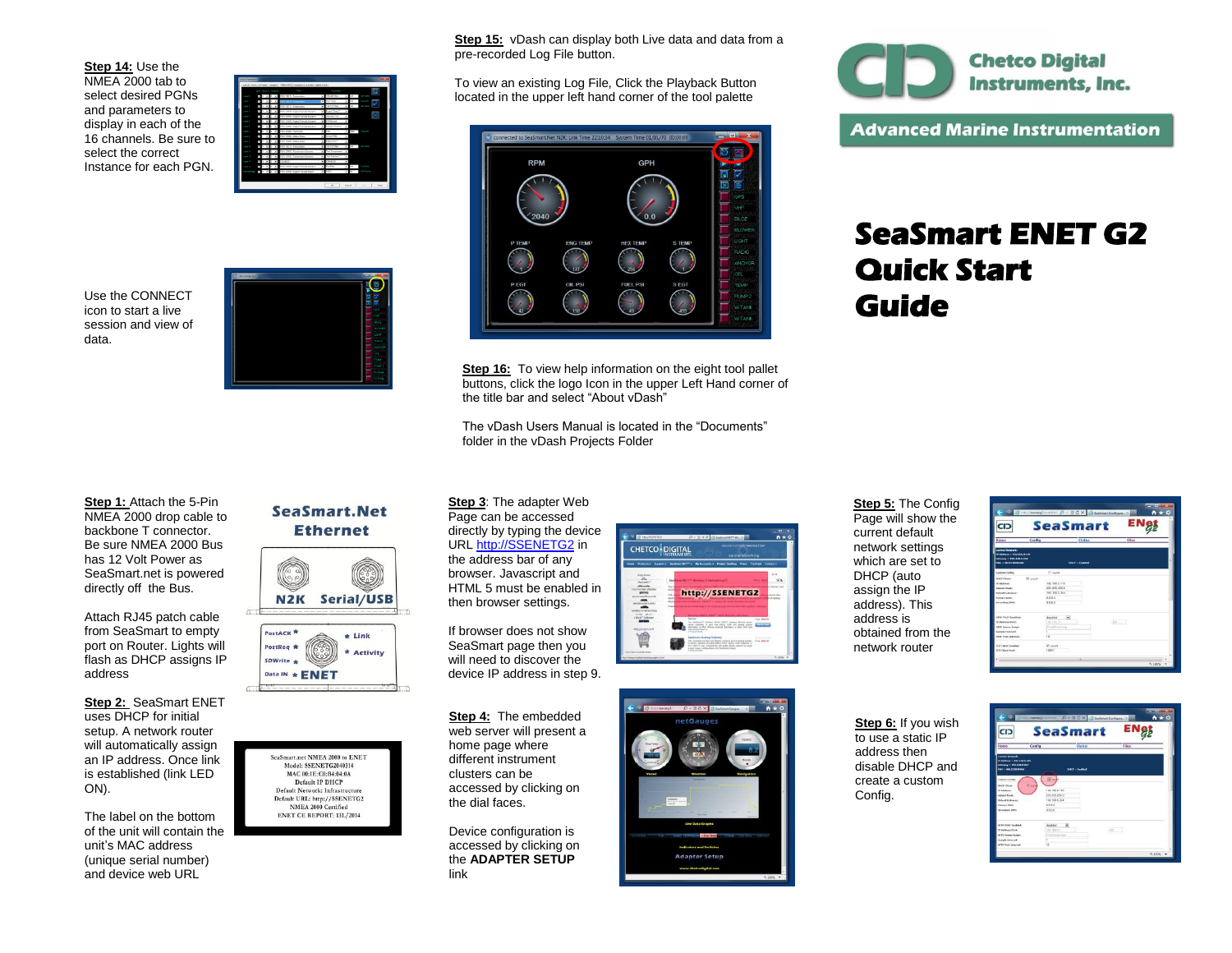# SeaSmart ENET G2 Quick Start Guide

Chetco Digital Instruments, Inc.

Advanced Marine Instrumentation

**Step 1:** Attach the 5-Pin NMEA 2000 drop cable to backbone T connector. Be sure NMEA 2000 Bus has 12 Volt Power as SeaSmart.net is powered directly off the Bus.

Attach RJ45 patch cable from SeaSmart to empty port on Router. Lights will flash as DHCP assigns IP address

**Step 2:** SeaSmart ENET uses DHCP for initial setup. A network router will automatically assign an IP address. Once link is established (link LED ON).

The label on the bottom of the unit will contain the unit's MAC address (unique serial number) and device web URL

SeaSmart.net NMEA 2000 to ENET
Model: SSENETG2040314
MAC 00:1E:C0:B4:04:0A
Default IP DHCP
Default Network: Infrastructure
Default URL: http://SSENETG2
NMEA 2000 Certified
ENET CE REPORT: 131/2014

**Step 3**: The adapter Web Page can be accessed directly by typing the device URL http://SSENETG2 in the address bar of any browser. Javascript and HTML 5 must be enabled in then browser settings.

If browser does not show SeaSmart page then you will need to discover the device IP address in step 9.

**Step 4:** The embedded web server will present a home page where different instrument clusters can be accessed by clicking on the dial faces.

Device configuration is accessed by clicking on the **ADAPTER SETUP** link

**Step 5:** The Config Page will show the current default network settings which are set to DHCP (auto assign the IP address). This address is obtained from the network router

**Step 6:** If you wish to use a static IP address then disable DHCP and create a custom Config.

**Step 14:** Use the NMEA 2000 tab to select desired PGNs and parameters to display in each of the 16 channels. Be sure to select the correct Instance for each PGN.

Use the CONNECT icon to start a live session and view of data.

**Step 15:** vDash can display both Live data and data from a pre-recorded Log File button.

To view an existing Log File, Click the Playback Button located in the upper left hand corner of the tool palette

**Step 16:** To view help information on the eight tool pallet buttons, click the logo Icon in the upper Left Hand corner of the title bar and select "About vDash"

The vDash Users Manual is located in the "Documents" folder in the vDash Projects Folder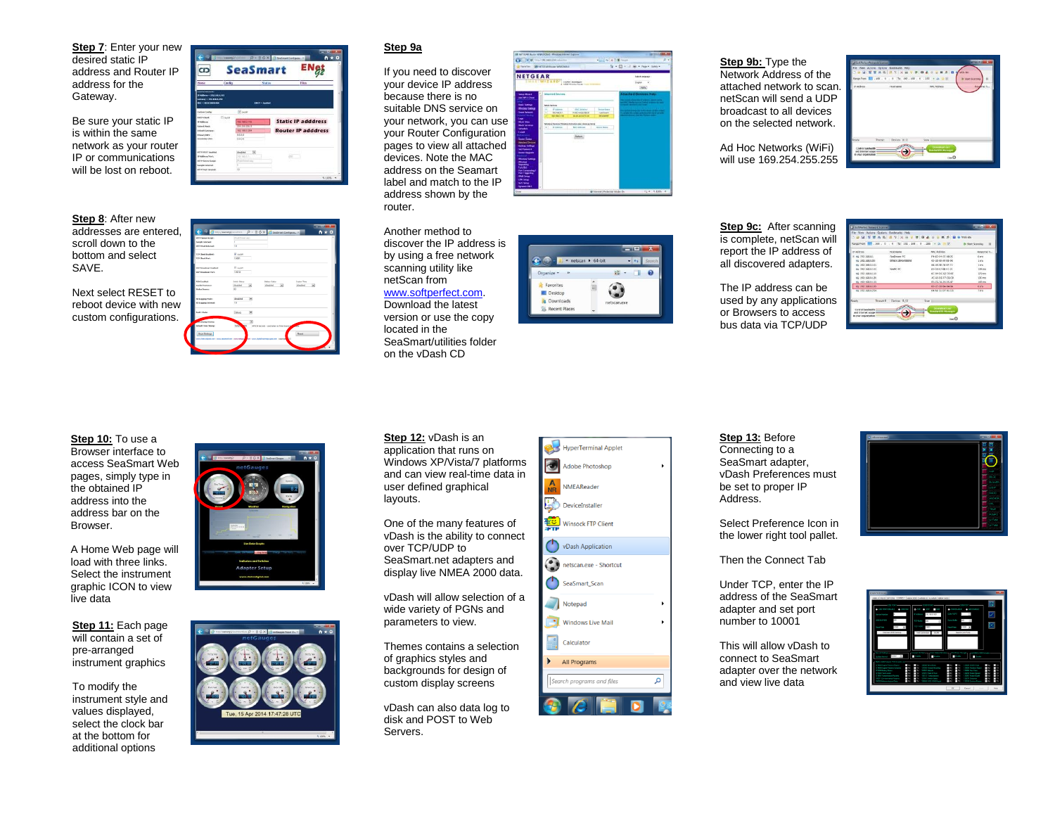**Step 7**: Enter your new desired static IP address and Router IP address for the Gateway.

Be sure your static IP is within the same network as your router IP or communications will be lost on reboot.

**Step 8**: After new addresses are entered, scroll down to the bottom and select SAVE.

Next select RESET to reboot device with new custom configurations.

**Step 9a**

If you need to discover your device IP address because there is no suitable DNS service on your network, you can use your Router Configuration pages to view all attached devices. Note the MAC address on the Seamart label and match to the IP address shown by the router.

Another method to discover the IP address is by using a free network scanning utility like netScan from www.softperfect.com. Download the latest version or use the copy located in the SeaSmart/utilities folder on the vDash CD

**Step 9b:** Type the Network Address of the attached network to scan. netScan will send a UDP broadcast to all devices on the selected network.

Ad Hoc Networks (WiFi) will use 169.254.255.255

**Step 9c:** After scanning is complete, netScan will report the IP address of all discovered adapters.

The IP address can be used by any applications or Browsers to access bus data via TCP/UDP

**Step 10:** To use a Browser interface to access SeaSmart Web pages, simply type in the obtained IP address into the address bar on the Browser.

A Home Web page will load with three links. Select the instrument graphic ICON to view live data

**Step 11:** Each page will contain a set of pre-arranged instrument graphics

To modify the instrument style and values displayed, select the clock bar at the bottom for additional options

**Step 12:** vDash is an application that runs on Windows XP/Vista/7 platforms and can view real-time data in user defined graphical layouts.

One of the many features of vDash is the ability to connect over TCP/UDP to SeaSmart.net adapters and display NMEA 2000 data.

vDash will allow selection of a wide variety of PGNs and parameters to view.

Themes contains a selection of graphics styles and backgrounds for design of custom display screens

vDash can also data log to disk and POST to Web Servers.

**Step 13:** Before Connecting to a SeaSmart adapter, vDash Preferences must be set to proper IP Address.

Select Preference Icon in the lower right tool pallet.

Then the Connect Tab

Under TCP, enter the IP address of the SeaSmart adapter and set port number to 10001

This will allow vDash to connect to SeaSmart adapter over the network and view live data